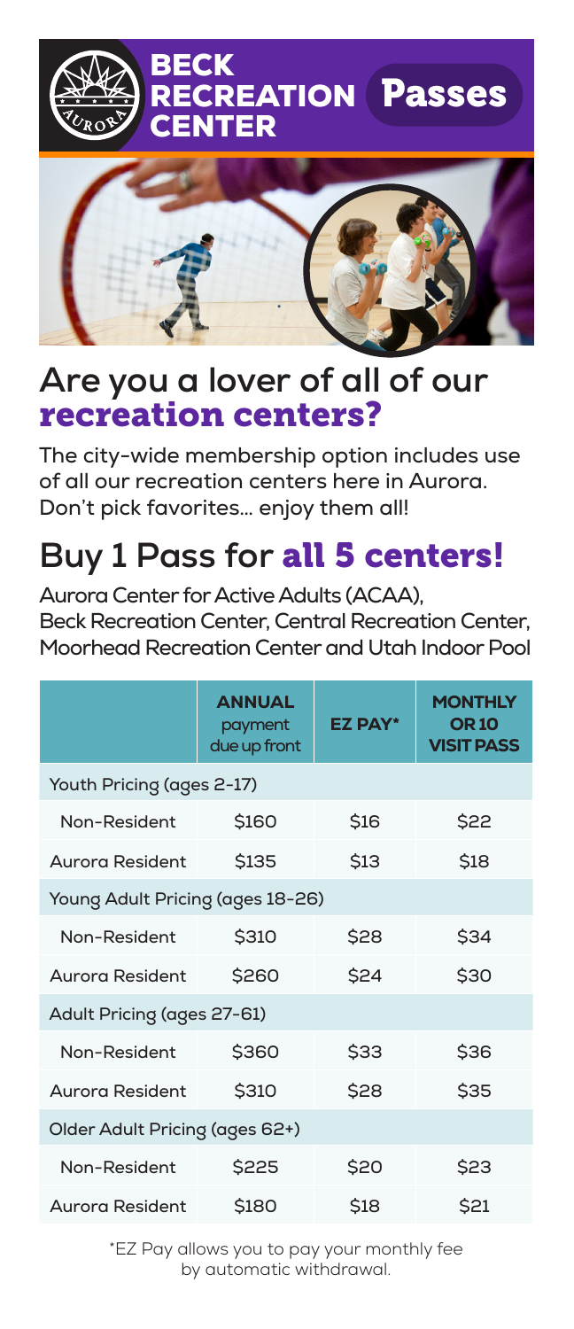# BECK RECREATION CENTER Passes

## Are you a lover of all of our recreation centers?

**The city-wide membership option includes use of all our recreation centers here in Aurora. Don't pick favorites... enjoy them all!**

## Buy 1 Pass for all 5 centers!

**Aurora Center for Active Adults (ACAA), Beck Recreation Center, Central Recreation Center, Moorhead Recreation Center and Utah Indoor Pool**

| | ANNUAL payment due up front | EZ PAY* | MONTHLY OR 10 VISIT PASS |
|---|---|---|---|
| Youth Pricing (ages 2-17) | | | |
| Non-Resident | $160 | $16 | $22 |
| Aurora Resident | $135 | $13 | $18 |
| Young Adult Pricing (ages 18-26) | | | |
| Non-Resident | $310 | $28 | $34 |
| Aurora Resident | $260 | $24 | $30 |
| Adult Pricing (ages 27-61) | | | |
| Non-Resident | $360 | $33 | $36 |
| Aurora Resident | $310 | $28 | $35 |
| Older Adult Pricing (ages 62+) | | | |
| Non-Resident | $225 | $20 | $23 |
| Aurora Resident | $180 | $18 | $21 |

*EZ Pay allows you to pay your monthly fee by automatic withdrawal.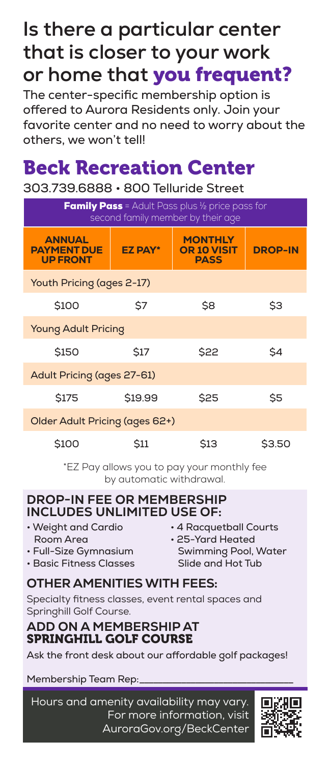# Is there a particular center that is closer to your work or home that you frequent?

**The center-specific membership option is offered to Aurora Residents only. Join your favorite center and no need to worry about the others, we won't tell!**

# Beck Recreation Center

**303.739.6888 • 800 Telluride Street**

**Family Pass** = Adult Pass plus ½ price pass for second family member by their age

| ANNUAL PAYMENT DUE UP FRONT | EZ PAY* | MONTHLY OR 10 VISIT PASS | DROP-IN |
|---|---|---|---|
| Youth Pricing (ages 2-17) | | | |
| $100 | $7 | $8 | $3 |
| Young Adult Pricing | | | |
| $150 | $17 | $22 | $4 |
| Adult Pricing (ages 27-61) | | | |
| $175 | $19.99 | $25 | $5 |
| Older Adult Pricing (ages 62+) | | | |
| $100 | $11 | $13 | $3.50 |

*EZ Pay allows you to pay your monthly fee by automatic withdrawal.

## DROP-IN FEE OR MEMBERSHIP INCLUDES UNLIMITED USE OF:

- Weight and Cardio Room Area
- Full-Size Gymnasium
- Basic Fitness Classes
- 4 Racquetball Courts
- 25-Yard Heated Swimming Pool, Water Slide and Hot Tub

## OTHER AMENITIES WITH FEES:

Specialty fitness classes, event rental spaces and Springhill Golf Course.

## ADD ON A MEMBERSHIP AT SPRINGHILL GOLF COURSE

**Ask the front desk about our affordable golf packages!**

Membership Team Rep:____________________________

Hours and amenity availability may vary. For more information, visit AuroraGov.org/BeckCenter